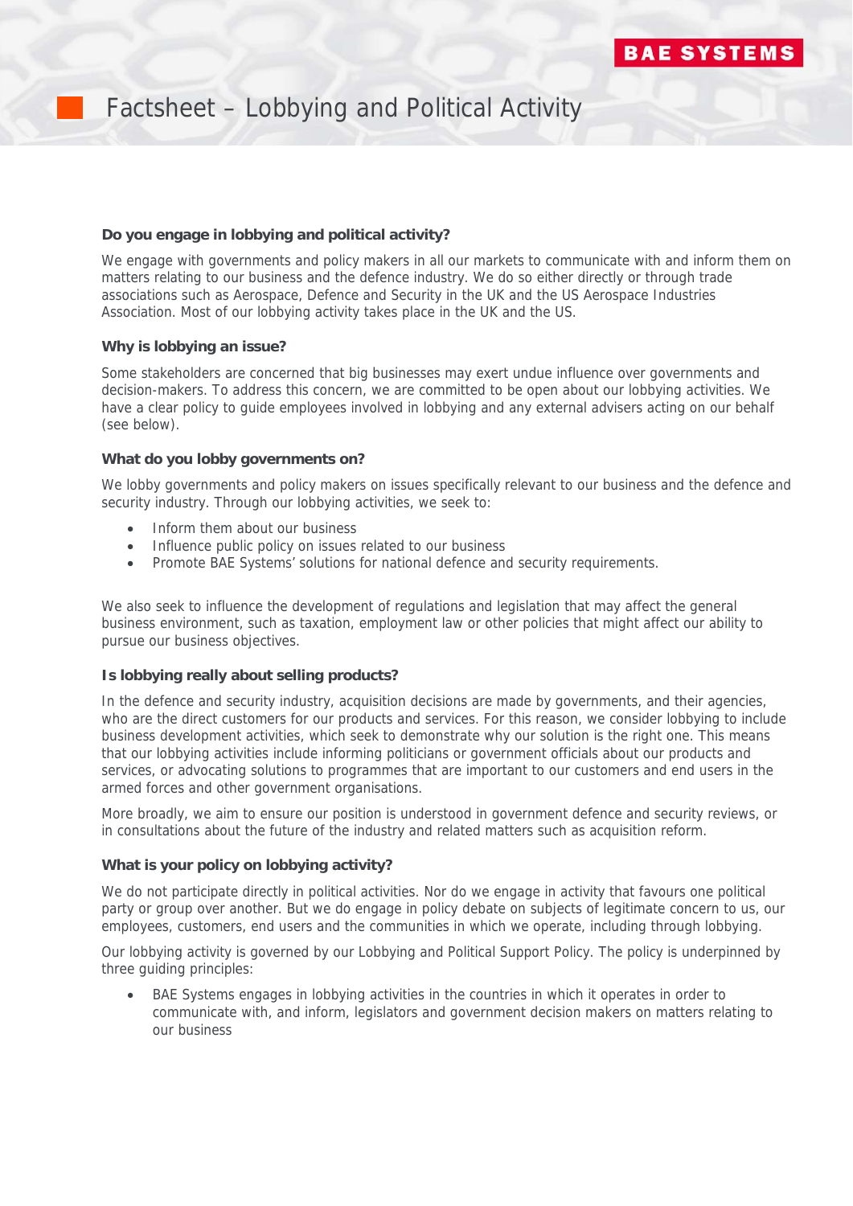# Factsheet – Lobbying and Political Activity

**Do you engage in lobbying and political activity?**

We engage with governments and policy makers in all our markets to communicate with and inform them on matters relating to our business and the defence industry. We do so either directly or through trade associations such as Aerospace, Defence and Security in the UK and the US Aerospace Industries Association. Most of our lobbying activity takes place in the UK and the US.

**Why is lobbying an issue?**

Some stakeholders are concerned that big businesses may exert undue influence over governments and decision-makers. To address this concern, we are committed to be open about our lobbying activities. We have a clear policy to guide employees involved in lobbying and any external advisers acting on our behalf (see below).

**What do you lobby governments on?**

We lobby governments and policy makers on issues specifically relevant to our business and the defence and security industry. Through our lobbying activities, we seek to:

- Inform them about our business
- Influence public policy on issues related to our business
- Promote BAE Systems' solutions for national defence and security requirements.

We also seek to influence the development of regulations and legislation that may affect the general business environment, such as taxation, employment law or other policies that might affect our ability to pursue our business objectives.

**Is lobbying really about selling products?**

In the defence and security industry, acquisition decisions are made by governments, and their agencies, who are the direct customers for our products and services. For this reason, we consider lobbying to include business development activities, which seek to demonstrate why our solution is the right one. This means that our lobbying activities include informing politicians or government officials about our products and services, or advocating solutions to programmes that are important to our customers and end users in the armed forces and other government organisations.

More broadly, we aim to ensure our position is understood in government defence and security reviews, or in consultations about the future of the industry and related matters such as acquisition reform.

**What is your policy on lobbying activity?**

We do not participate directly in political activities. Nor do we engage in activity that favours one political party or group over another. But we do engage in policy debate on subjects of legitimate concern to us, our employees, customers, end users and the communities in which we operate, including through lobbying.

Our lobbying activity is governed by our Lobbying and Political Support Policy. The policy is underpinned by three guiding principles:

- BAE Systems engages in lobbying activities in the countries in which it operates in order to communicate with, and inform, legislators and government decision makers on matters relating to our business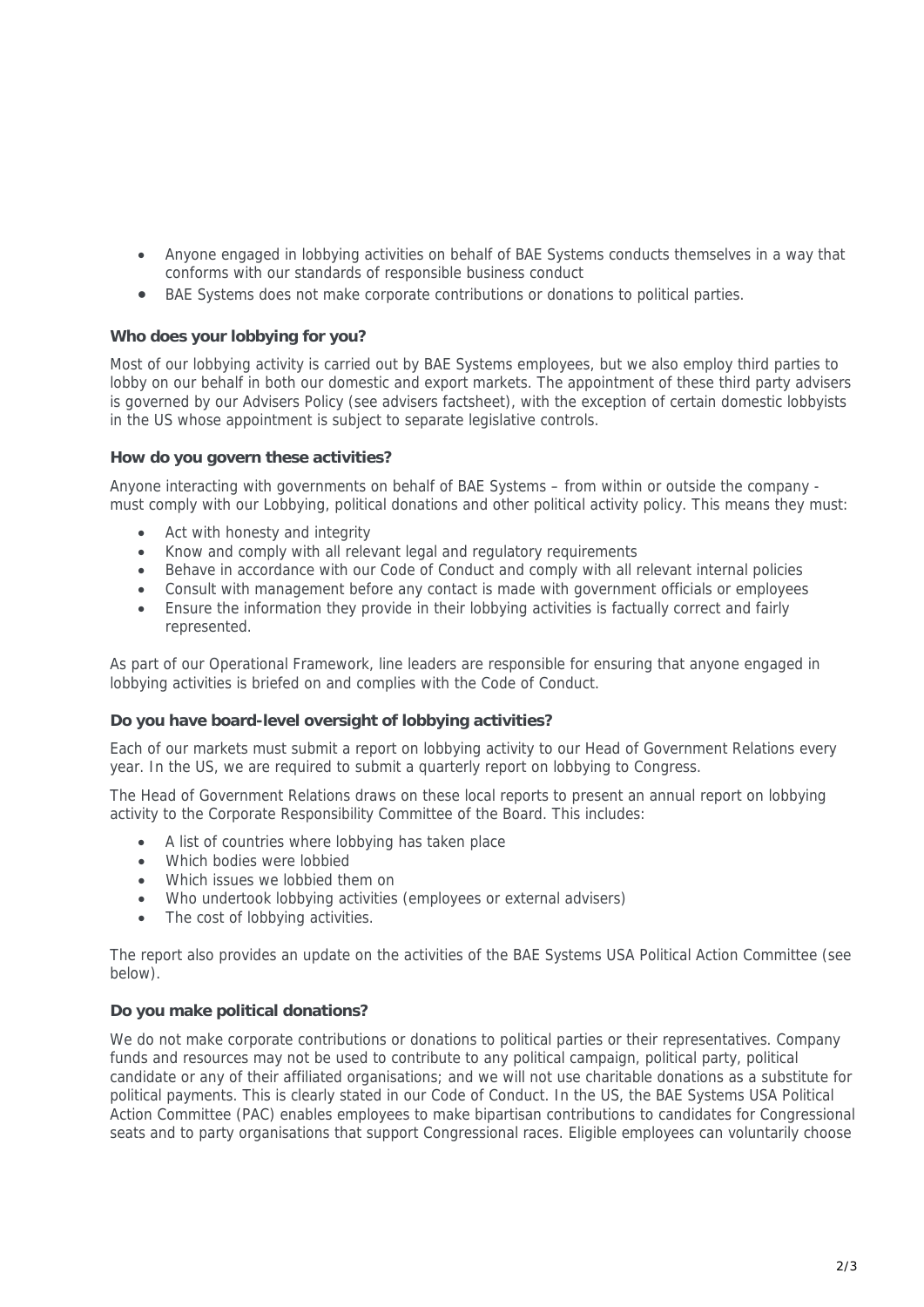- Anyone engaged in lobbying activities on behalf of BAE Systems conducts themselves in a way that conforms with our standards of responsible business conduct
- BAE Systems does not make corporate contributions or donations to political parties.

**Who does your lobbying for you?**

Most of our lobbying activity is carried out by BAE Systems employees, but we also employ third parties to lobby on our behalf in both our domestic and export markets. The appointment of these third party advisers is governed by our Advisers Policy (see advisers factsheet), with the exception of certain domestic lobbyists in the US whose appointment is subject to separate legislative controls.

**How do you govern these activities?**

Anyone interacting with governments on behalf of BAE Systems – from within or outside the company - must comply with our Lobbying, political donations and other political activity policy. This means they must:

- Act with honesty and integrity
- Know and comply with all relevant legal and regulatory requirements
- Behave in accordance with our Code of Conduct and comply with all relevant internal policies
- Consult with management before any contact is made with government officials or employees
- Ensure the information they provide in their lobbying activities is factually correct and fairly represented.

As part of our Operational Framework, line leaders are responsible for ensuring that anyone engaged in lobbying activities is briefed on and complies with the Code of Conduct.

**Do you have board-level oversight of lobbying activities?**

Each of our markets must submit a report on lobbying activity to our Head of Government Relations every year. In the US, we are required to submit a quarterly report on lobbying to Congress.

The Head of Government Relations draws on these local reports to present an annual report on lobbying activity to the Corporate Responsibility Committee of the Board. This includes:

- A list of countries where lobbying has taken place
- Which bodies were lobbied
- Which issues we lobbied them on
- Who undertook lobbying activities (employees or external advisers)
- The cost of lobbying activities.

The report also provides an update on the activities of the BAE Systems USA Political Action Committee (see below).

**Do you make political donations?**

We do not make corporate contributions or donations to political parties or their representatives. Company funds and resources may not be used to contribute to any political campaign, political party, political candidate or any of their affiliated organisations; and we will not use charitable donations as a substitute for political payments. This is clearly stated in our Code of Conduct. In the US, the BAE Systems USA Political Action Committee (PAC) enables employees to make bipartisan contributions to candidates for Congressional seats and to party organisations that support Congressional races. Eligible employees can voluntarily choose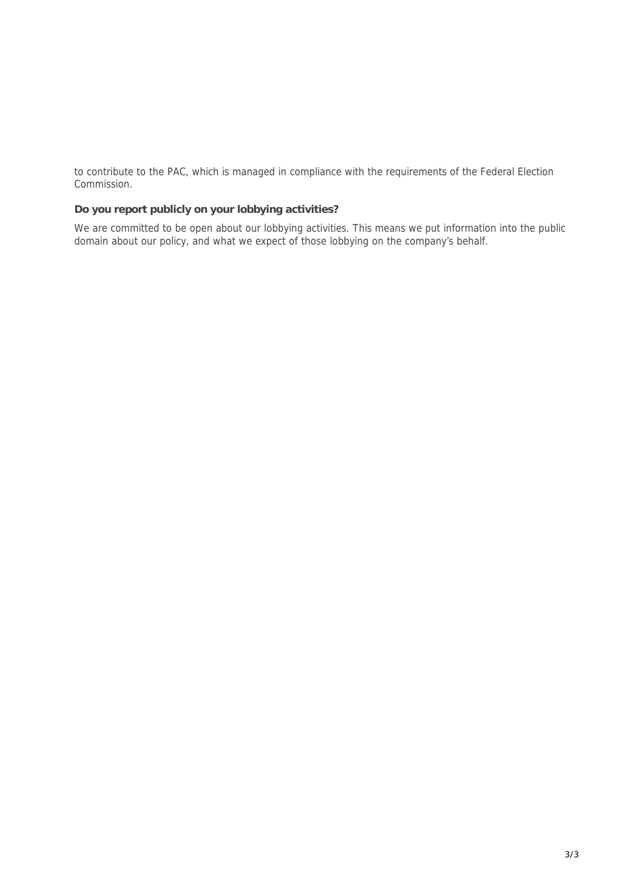to contribute to the PAC, which is managed in compliance with the requirements of the Federal Election Commission.

**Do you report publicly on your lobbying activities?**

We are committed to be open about our lobbying activities. This means we put information into the public domain about our policy, and what we expect of those lobbying on the company's behalf.